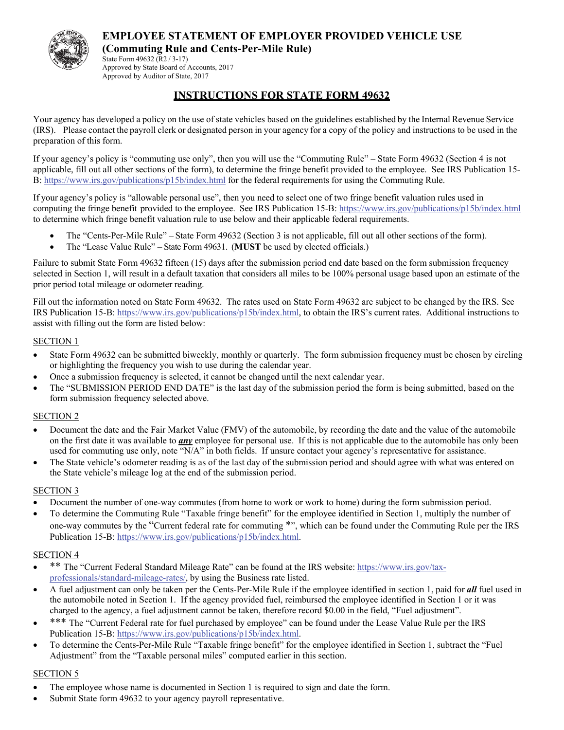# EMPLOYEE STATEMENT OF EMPLOYER PROVIDED VEHICLE USE

**(Commuting Rule and Cents-Per-Mile Rule)**

State Form 49632 (R2 / 3-17)
Approved by State Board of Accounts, 2017
Approved by Auditor of State, 2017

## INSTRUCTIONS FOR STATE FORM 49632

Your agency has developed a policy on the use of state vehicles based on the guidelines established by the Internal Revenue Service (IRS). Please contact the payroll clerk or designated person in your agency for a copy of the policy and instructions to be used in the preparation of this form.

If your agency's policy is "commuting use only", then you will use the "Commuting Rule" – State Form 49632 (Section 4 is not applicable, fill out all other sections of the form), to determine the fringe benefit provided to the employee. See IRS Publication 15-B: https://www.irs.gov/publications/p15b/index.html for the federal requirements for using the Commuting Rule.

If your agency's policy is "allowable personal use", then you need to select one of two fringe benefit valuation rules used in computing the fringe benefit provided to the employee. See IRS Publication 15-B: https://www.irs.gov/publications/p15b/index.html to determine which fringe benefit valuation rule to use below and their applicable federal requirements.

- The "Cents-Per-Mile Rule" – State Form 49632 (Section 3 is not applicable, fill out all other sections of the form).
- The "Lease Value Rule" – State Form 49631. (**MUST** be used by elected officials.)

Failure to submit State Form 49632 fifteen (15) days after the submission period end date based on the form submission frequency selected in Section 1, will result in a default taxation that considers all miles to be 100% personal usage based upon an estimate of the prior period total mileage or odometer reading.

Fill out the information noted on State Form 49632. The rates used on State Form 49632 are subject to be changed by the IRS. See IRS Publication 15-B: https://www.irs.gov/publications/p15b/index.html, to obtain the IRS's current rates. Additional instructions to assist with filling out the form are listed below:

### SECTION 1

- State Form 49632 can be submitted biweekly, monthly or quarterly. The form submission frequency must be chosen by circling or highlighting the frequency you wish to use during the calendar year.
- Once a submission frequency is selected, it cannot be changed until the next calendar year.
- The "SUBMISSION PERIOD END DATE" is the last day of the submission period the form is being submitted, based on the form submission frequency selected above.

### SECTION 2

- Document the date and the Fair Market Value (FMV) of the automobile, by recording the date and the value of the automobile on the first date it was available to ***any*** employee for personal use. If this is not applicable due to the automobile has only been used for commuting use only, note "N/A" in both fields. If unsure contact your agency's representative for assistance.
- The State vehicle's odometer reading is as of the last day of the submission period and should agree with what was entered on the State vehicle's mileage log at the end of the submission period.

### SECTION 3

- Document the number of one-way commutes (from home to work or work to home) during the form submission period.
- To determine the Commuting Rule "Taxable fringe benefit" for the employee identified in Section 1, multiply the number of one-way commutes by the "Current federal rate for commuting *", which can be found under the Commuting Rule per the IRS Publication 15-B: https://www.irs.gov/publications/p15b/index.html.

### SECTION 4

- ** The "Current Federal Standard Mileage Rate" can be found at the IRS website: https://www.irs.gov/tax-professionals/standard-mileage-rates/, by using the Business rate listed.
- A fuel adjustment can only be taken per the Cents-Per-Mile Rule if the employee identified in section 1, paid for ***all*** fuel used in the automobile noted in Section 1. If the agency provided fuel, reimbursed the employee identified in Section 1 or it was charged to the agency, a fuel adjustment cannot be taken, therefore record $0.00 in the field, "Fuel adjustment".
- *** The "Current Federal rate for fuel purchased by employee" can be found under the Lease Value Rule per the IRS Publication 15-B: https://www.irs.gov/publications/p15b/index.html.
- To determine the Cents-Per-Mile Rule "Taxable fringe benefit" for the employee identified in Section 1, subtract the "Fuel Adjustment" from the "Taxable personal miles" computed earlier in this section.

### SECTION 5

- The employee whose name is documented in Section 1 is required to sign and date the form.
- Submit State form 49632 to your agency payroll representative.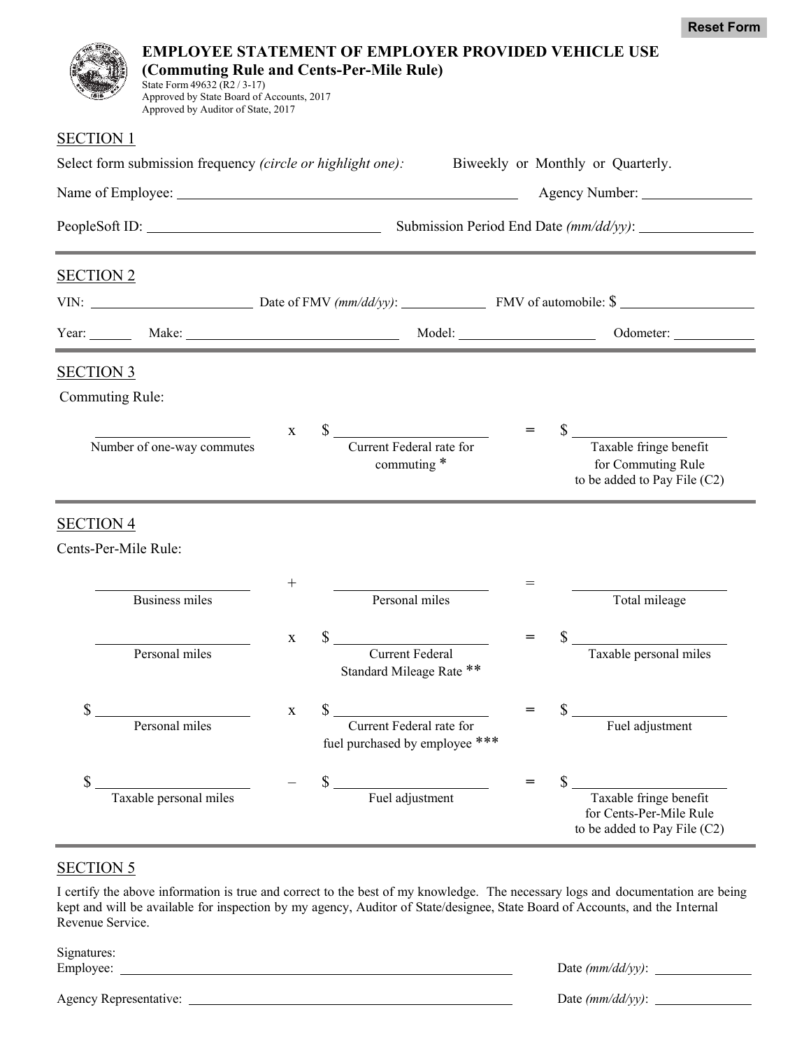Reset Form

# EMPLOYEE STATEMENT OF EMPLOYER PROVIDED VEHICLE USE
## (Commuting Rule and Cents-Per-Mile Rule)

State Form 49632 (R2 / 3-17)
Approved by State Board of Accounts, 2017
Approved by Auditor of State, 2017

### SECTION 1

Select form submission frequency *(circle or highlight one):* Biweekly or Monthly or Quarterly.

Name of Employee: ______________________ Agency Number: ______________

PeopleSoft ID: ______________________ Submission Period End Date *(mm/dd/yy)*: ______________

### SECTION 2

VIN: ______________ Date of FMV *(mm/dd/yy)*: ______________ FMV of automobile: $ ______________

Year: ______ Make: ______________ Model: ______________ Odometer: ______________

### SECTION 3

Commuting Rule:

| | | | | |
|---|---|---|---|---|
| ______________ | x | $ ______________ | = | $ ______________ |
| Number of one-way commutes | | Current Federal rate for commuting * | | Taxable fringe benefit for Commuting Rule to be added to Pay File (C2) |

### SECTION 4

Cents-Per-Mile Rule:

| | | | | |
|---|---|---|---|---|
| ______________ | + | ______________ | = | ______________ |
| Business miles | | Personal miles | | Total mileage |
| ______________ | x | $ ______________ | = | $ ______________ |
| Personal miles | | Current Federal Standard Mileage Rate ** | | Taxable personal miles |
| $ ______________ | x | $ ______________ | = | $ ______________ |
| Personal miles | | Current Federal rate for fuel purchased by employee *** | | Fuel adjustment |
| $ ______________ | – | $ ______________ | = | $ ______________ |
| Taxable personal miles | | Fuel adjustment | | Taxable fringe benefit for Cents-Per-Mile Rule to be added to Pay File (C2) |

### SECTION 5

I certify the above information is true and correct to the best of my knowledge. The necessary logs and documentation are being kept and will be available for inspection by my agency, Auditor of State/designee, State Board of Accounts, and the Internal Revenue Service.

Signatures:
Employee: ______________________________ Date *(mm/dd/yy)*: ______________

Agency Representative: ______________________________ Date *(mm/dd/yy)*: ______________